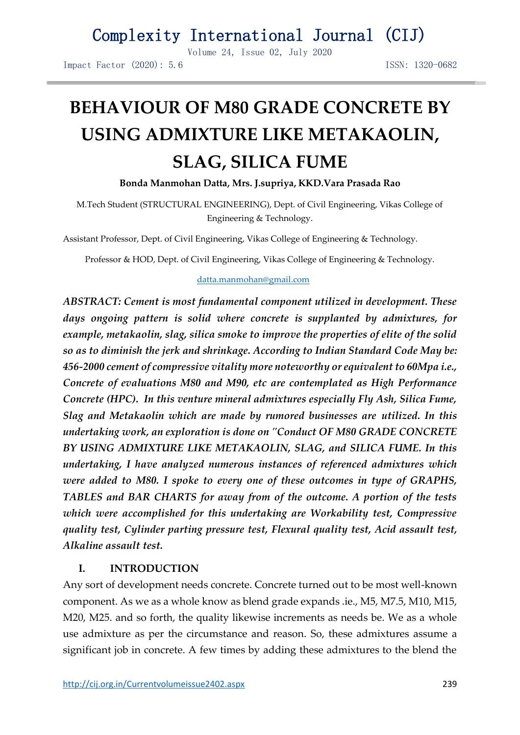# BEHAVIOUR OF M80 GRADE CONCRETE BY USING ADMIXTURE LIKE METAKAOLIN, SLAG, SILICA FUME

**Bonda Manmohan Datta, Mrs. J.supriya, KKD.Vara Prasada Rao**

M.Tech Student (STRUCTURAL ENGINEERING), Dept. of Civil Engineering, Vikas College of Engineering & Technology.

Assistant Professor, Dept. of Civil Engineering, Vikas College of Engineering & Technology.

Professor & HOD, Dept. of Civil Engineering, Vikas College of Engineering & Technology.

datta.manmohan@gmail.com

***ABSTRACT: Cement is most fundamental component utilized in development. These days ongoing pattern is solid where concrete is supplanted by admixtures, for example, metakaolin, slag, silica smoke to improve the properties of elite of the solid so as to diminish the jerk and shrinkage. According to Indian Standard Code May be: 456-2000 cement of compressive vitality more noteworthy or equivalent to 60Mpa i.e., Concrete of evaluations M80 and M90, etc are contemplated as High Performance Concrete (HPC). In this venture mineral admixtures especially Fly Ash, Silica Fume, Slag and Metakaolin which are made by rumored businesses are utilized. In this undertaking work, an exploration is done on "Conduct OF M80 GRADE CONCRETE BY USING ADMIXTURE LIKE METAKAOLIN, SLAG, and SILICA FUME. In this undertaking, I have analyzed numerous instances of referenced admixtures which were added to M80. I spoke to every one of these outcomes in type of GRAPHS, TABLES and BAR CHARTS for away from of the outcome. A portion of the tests which were accomplished for this undertaking are Workability test, Compressive quality test, Cylinder parting pressure test, Flexural quality test, Acid assault test, Alkaline assault test.***

## I. INTRODUCTION

Any sort of development needs concrete. Concrete turned out to be most well-known component. As we as a whole know as blend grade expands .ie., M5, M7.5, M10, M15, M20, M25. and so forth, the quality likewise increments as needs be. We as a whole use admixture as per the circumstance and reason. So, these admixtures assume a significant job in concrete. A few times by adding these admixtures to the blend the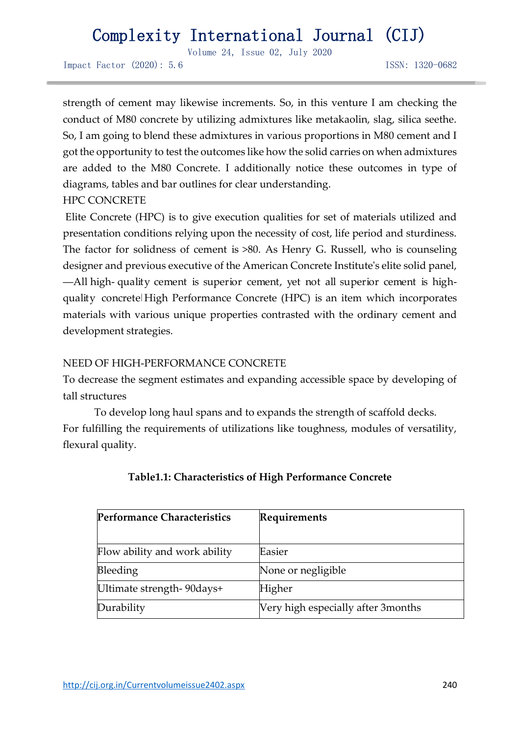strength of cement may likewise increments. So, in this venture I am checking the conduct of M80 concrete by utilizing admixtures like metakaolin, slag, silica seethe. So, I am going to blend these admixtures in various proportions in M80 cement and I got the opportunity to test the outcomes like how the solid carries on when admixtures are added to the M80 Concrete. I additionally notice these outcomes in type of diagrams, tables and bar outlines for clear understanding.

HPC CONCRETE

Elite Concrete (HPC) is to give execution qualities for set of materials utilized and presentation conditions relying upon the necessity of cost, life period and sturdiness. The factor for solidness of cement is >80. As Henry G. Russell, who is counseling designer and previous executive of the American Concrete Institute's elite solid panel, ―All high- quality cement is superior cement, yet not all superior cement is high-quality concrete‖ High Performance Concrete (HPC) is an item which incorporates materials with various unique properties contrasted with the ordinary cement and development strategies.

NEED OF HIGH-PERFORMANCE CONCRETE

To decrease the segment estimates and expanding accessible space by developing of tall structures

To develop long haul spans and to expands the strength of scaffold decks.

For fulfilling the requirements of utilizations like toughness, modules of versatility, flexural quality.

**Table1.1: Characteristics of High Performance Concrete**

| **Performance Characteristics** | **Requirements** |
|---|---|
| Flow ability and work ability | Easier |
| Bleeding | None or negligible |
| Ultimate strength- 90days+ | Higher |
| Durability | Very high especially after 3months |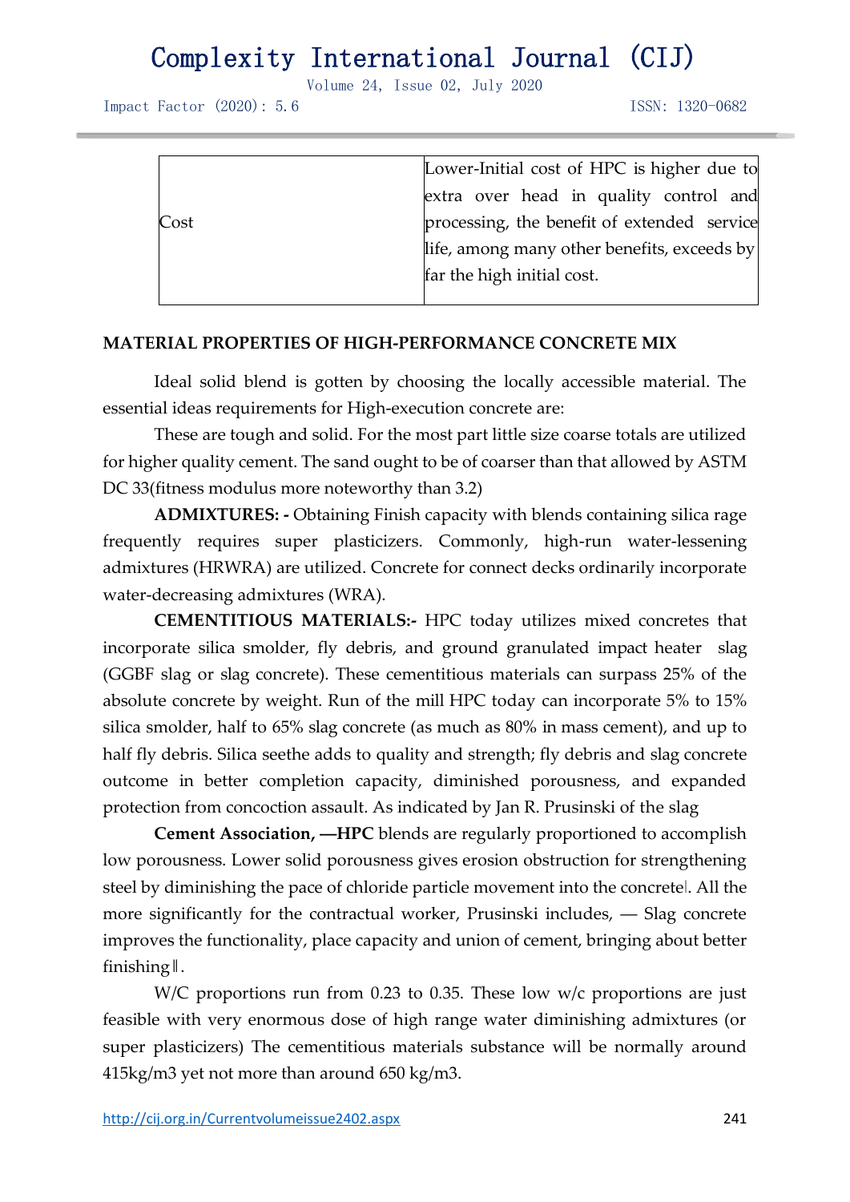| | |
|---|---|
| Cost | Lower-Initial cost of HPC is higher due to extra over head in quality control and processing, the benefit of extended service life, among many other benefits, exceeds by far the high initial cost. |

**MATERIAL PROPERTIES OF HIGH-PERFORMANCE CONCRETE MIX**

Ideal solid blend is gotten by choosing the locally accessible material. The essential ideas requirements for High-execution concrete are:

These are tough and solid. For the most part little size coarse totals are utilized for higher quality cement. The sand ought to be of coarser than that allowed by ASTM DC 33(fitness modulus more noteworthy than 3.2)

**ADMIXTURES: -** Obtaining Finish capacity with blends containing silica rage frequently requires super plasticizers. Commonly, high-run water-lessening admixtures (HRWRA) are utilized. Concrete for connect decks ordinarily incorporate water-decreasing admixtures (WRA).

**CEMENTITIOUS MATERIALS:-** HPC today utilizes mixed concretes that incorporate silica smolder, fly debris, and ground granulated impact heater slag (GGBF slag or slag concrete). These cementitious materials can surpass 25% of the absolute concrete by weight. Run of the mill HPC today can incorporate 5% to 15% silica smolder, half to 65% slag concrete (as much as 80% in mass cement), and up to half fly debris. Silica seethe adds to quality and strength; fly debris and slag concrete outcome in better completion capacity, diminished porousness, and expanded protection from concoction assault. As indicated by Jan R. Prusinski of the slag

**Cement Association, —HPC** blends are regularly proportioned to accomplish low porousness. Lower solid porousness gives erosion obstruction for strengthening steel by diminishing the pace of chloride particle movement into the concrete‖. All the more significantly for the contractual worker, Prusinski includes, — Slag concrete improves the functionality, place capacity and union of cement, bringing about better finishing‖.

W/C proportions run from 0.23 to 0.35. These low w/c proportions are just feasible with very enormous dose of high range water diminishing admixtures (or super plasticizers) The cementitious materials substance will be normally around 415kg/m3 yet not more than around 650 kg/m3.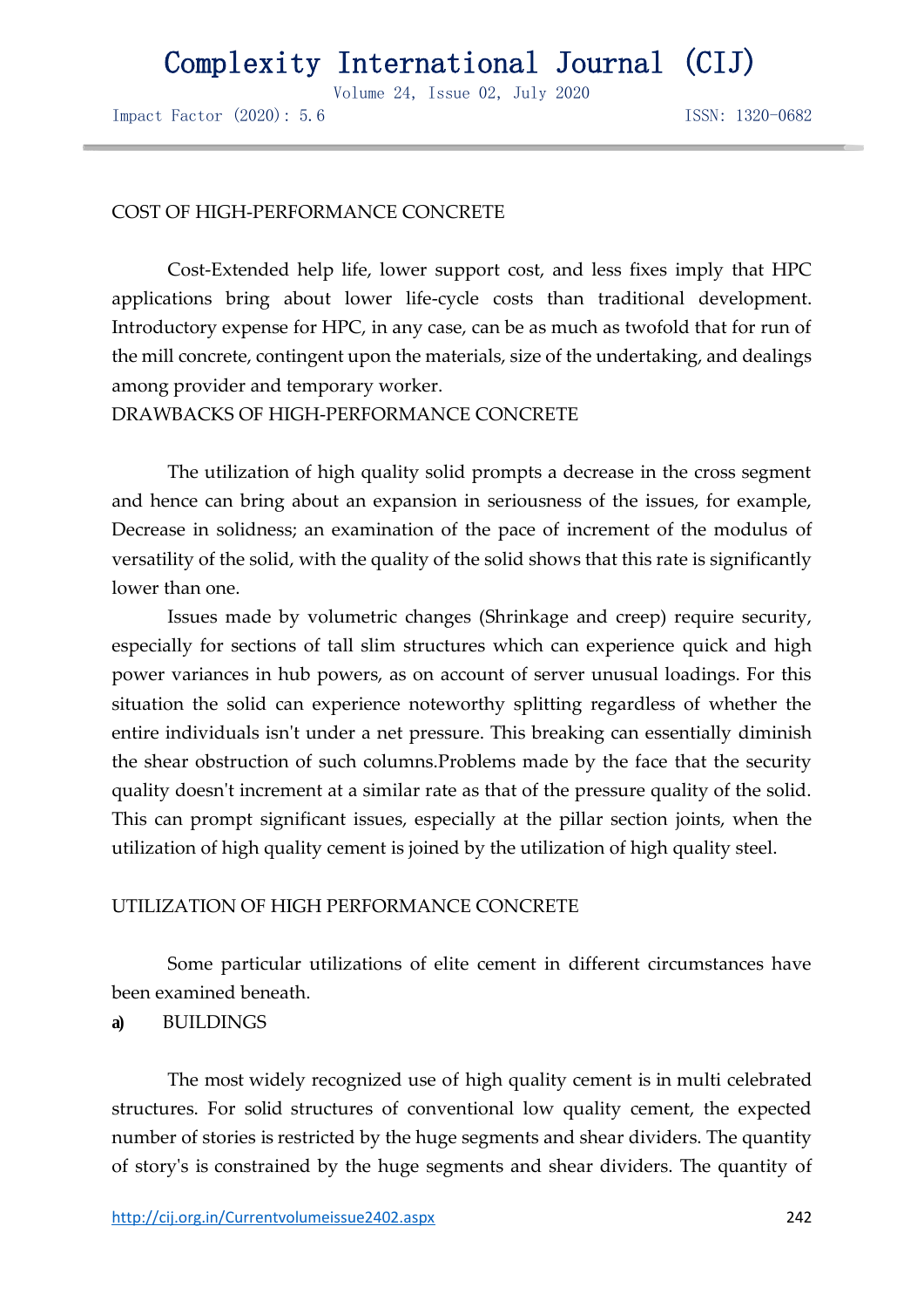## COST OF HIGH-PERFORMANCE CONCRETE

Cost-Extended help life, lower support cost, and less fixes imply that HPC applications bring about lower life-cycle costs than traditional development. Introductory expense for HPC, in any case, can be as much as twofold that for run of the mill concrete, contingent upon the materials, size of the undertaking, and dealings among provider and temporary worker.

## DRAWBACKS OF HIGH-PERFORMANCE CONCRETE

The utilization of high quality solid prompts a decrease in the cross segment and hence can bring about an expansion in seriousness of the issues, for example, Decrease in solidness; an examination of the pace of increment of the modulus of versatility of the solid, with the quality of the solid shows that this rate is significantly lower than one.

Issues made by volumetric changes (Shrinkage and creep) require security, especially for sections of tall slim structures which can experience quick and high power variances in hub powers, as on account of server unusual loadings. For this situation the solid can experience noteworthy splitting regardless of whether the entire individuals isn't under a net pressure. This breaking can essentially diminish the shear obstruction of such columns.Problems made by the face that the security quality doesn't increment at a similar rate as that of the pressure quality of the solid. This can prompt significant issues, especially at the pillar section joints, when the utilization of high quality cement is joined by the utilization of high quality steel.

## UTILIZATION OF HIGH PERFORMANCE CONCRETE

Some particular utilizations of elite cement in different circumstances have been examined beneath.

### a) BUILDINGS

The most widely recognized use of high quality cement is in multi celebrated structures. For solid structures of conventional low quality cement, the expected number of stories is restricted by the huge segments and shear dividers. The quantity of story's is constrained by the huge segments and shear dividers. The quantity of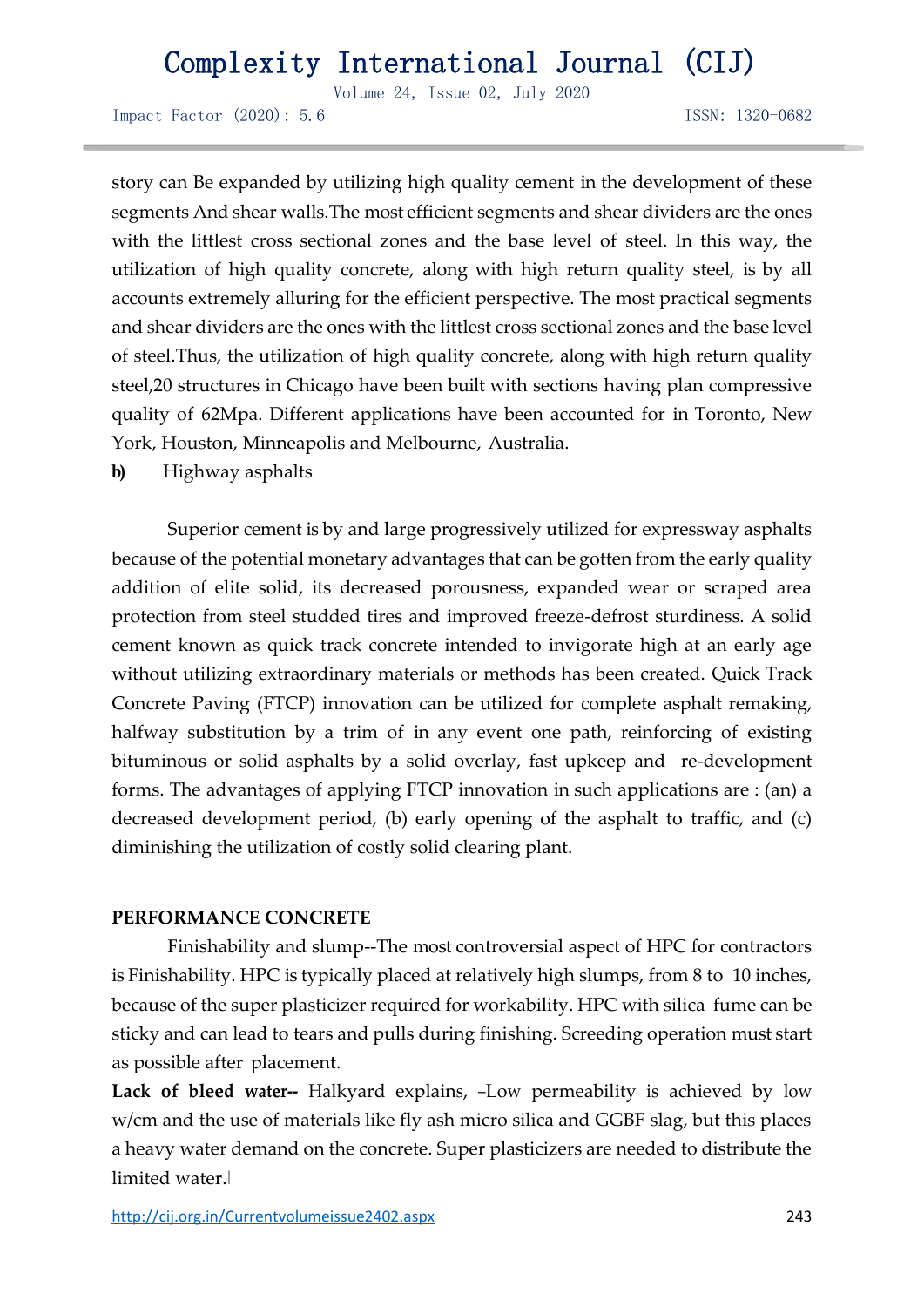story can Be expanded by utilizing high quality cement in the development of these segments And shear walls.The most efficient segments and shear dividers are the ones with the littlest cross sectional zones and the base level of steel. In this way, the utilization of high quality concrete, along with high return quality steel, is by all accounts extremely alluring for the efficient perspective. The most practical segments and shear dividers are the ones with the littlest cross sectional zones and the base level of steel.Thus, the utilization of high quality concrete, along with high return quality steel,20 structures in Chicago have been built with sections having plan compressive quality of 62Mpa. Different applications have been accounted for in Toronto, New York, Houston, Minneapolis and Melbourne, Australia.

**b)** Highway asphalts

Superior cement is by and large progressively utilized for expressway asphalts because of the potential monetary advantages that can be gotten from the early quality addition of elite solid, its decreased porousness, expanded wear or scraped area protection from steel studded tires and improved freeze-defrost sturdiness. A solid cement known as quick track concrete intended to invigorate high at an early age without utilizing extraordinary materials or methods has been created. Quick Track Concrete Paving (FTCP) innovation can be utilized for complete asphalt remaking, halfway substitution by a trim of in any event one path, reinforcing of existing bituminous or solid asphalts by a solid overlay, fast upkeep and re-development forms. The advantages of applying FTCP innovation in such applications are : (an) a decreased development period, (b) early opening of the asphalt to traffic, and (c) diminishing the utilization of costly solid clearing plant.

**PERFORMANCE CONCRETE**

Finishability and slump--The most controversial aspect of HPC for contractors is Finishability. HPC is typically placed at relatively high slumps, from 8 to 10 inches, because of the super plasticizer required for workability. HPC with silica fume can be sticky and can lead to tears and pulls during finishing. Screeding operation must start as possible after placement.

**Lack of bleed water--** Halkyard explains, –Low permeability is achieved by low w/cm and the use of materials like fly ash micro silica and GGBF slag, but this places a heavy water demand on the concrete. Super plasticizers are needed to distribute the limited water.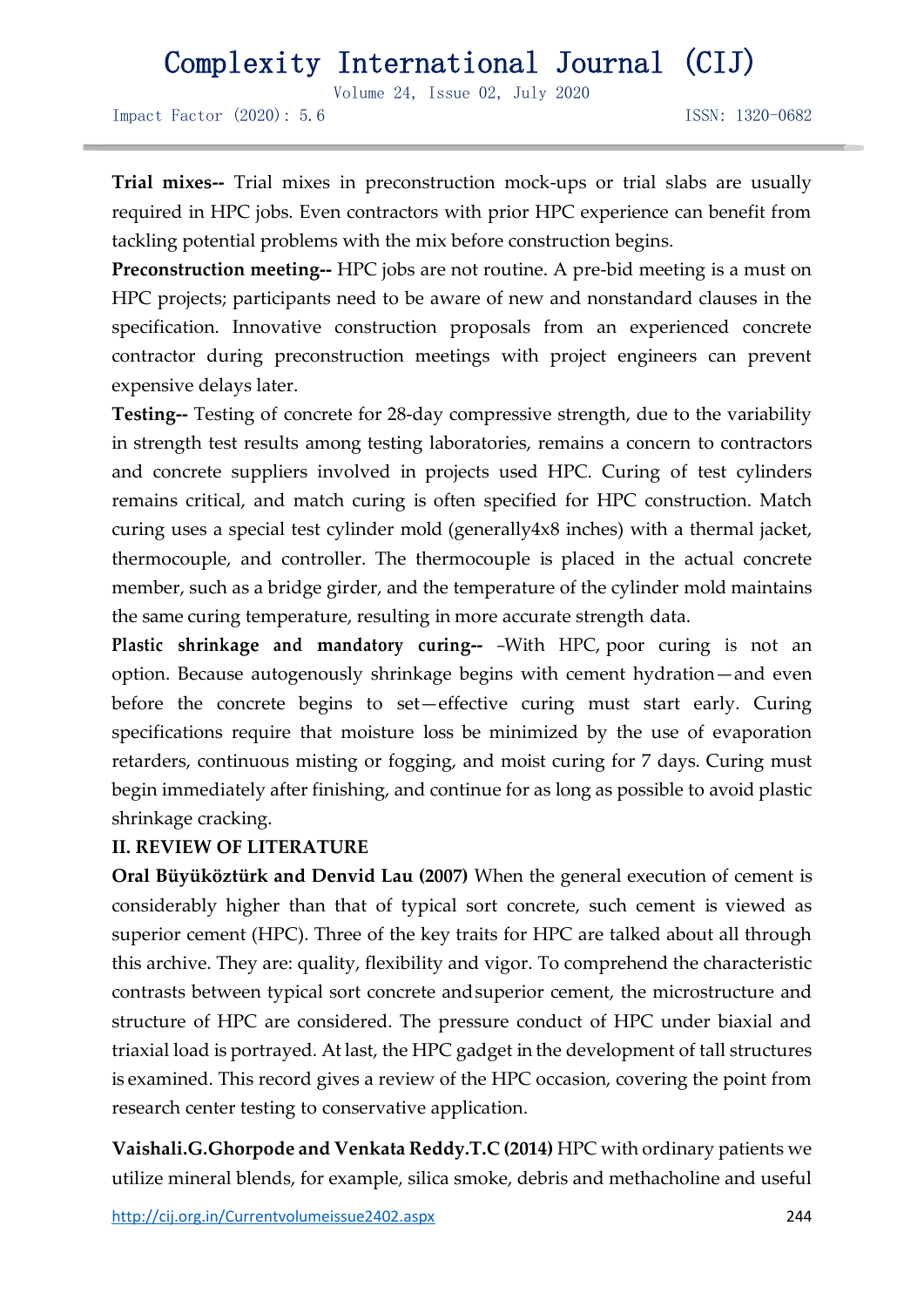**Trial mixes--** Trial mixes in preconstruction mock-ups or trial slabs are usually required in HPC jobs. Even contractors with prior HPC experience can benefit from tackling potential problems with the mix before construction begins.

**Preconstruction meeting--** HPC jobs are not routine. A pre-bid meeting is a must on HPC projects; participants need to be aware of new and nonstandard clauses in the specification. Innovative construction proposals from an experienced concrete contractor during preconstruction meetings with project engineers can prevent expensive delays later.

**Testing--** Testing of concrete for 28-day compressive strength, due to the variability in strength test results among testing laboratories, remains a concern to contractors and concrete suppliers involved in projects used HPC. Curing of test cylinders remains critical, and match curing is often specified for HPC construction. Match curing uses a special test cylinder mold (generally4x8 inches) with a thermal jacket, thermocouple, and controller. The thermocouple is placed in the actual concrete member, such as a bridge girder, and the temperature of the cylinder mold maintains the same curing temperature, resulting in more accurate strength data.

**Plastic shrinkage and mandatory curing--** –With HPC, poor curing is not an option. Because autogenously shrinkage begins with cement hydration—and even before the concrete begins to set—effective curing must start early. Curing specifications require that moisture loss be minimized by the use of evaporation retarders, continuous misting or fogging, and moist curing for 7 days. Curing must begin immediately after finishing, and continue for as long as possible to avoid plastic shrinkage cracking.

## II. REVIEW OF LITERATURE

**Oral Büyüköztürk and Denvid Lau (2007)** When the general execution of cement is considerably higher than that of typical sort concrete, such cement is viewed as superior cement (HPC). Three of the key traits for HPC are talked about all through this archive. They are: quality, flexibility and vigor. To comprehend the characteristic contrasts between typical sort concrete and superior cement, the microstructure and structure of HPC are considered. The pressure conduct of HPC under biaxial and triaxial load is portrayed. At last, the HPC gadget in the development of tall structures is examined. This record gives a review of the HPC occasion, covering the point from research center testing to conservative application.

**Vaishali.G.Ghorpode and Venkata Reddy.T.C (2014)** HPC with ordinary patients we utilize mineral blends, for example, silica smoke, debris and methacholine and useful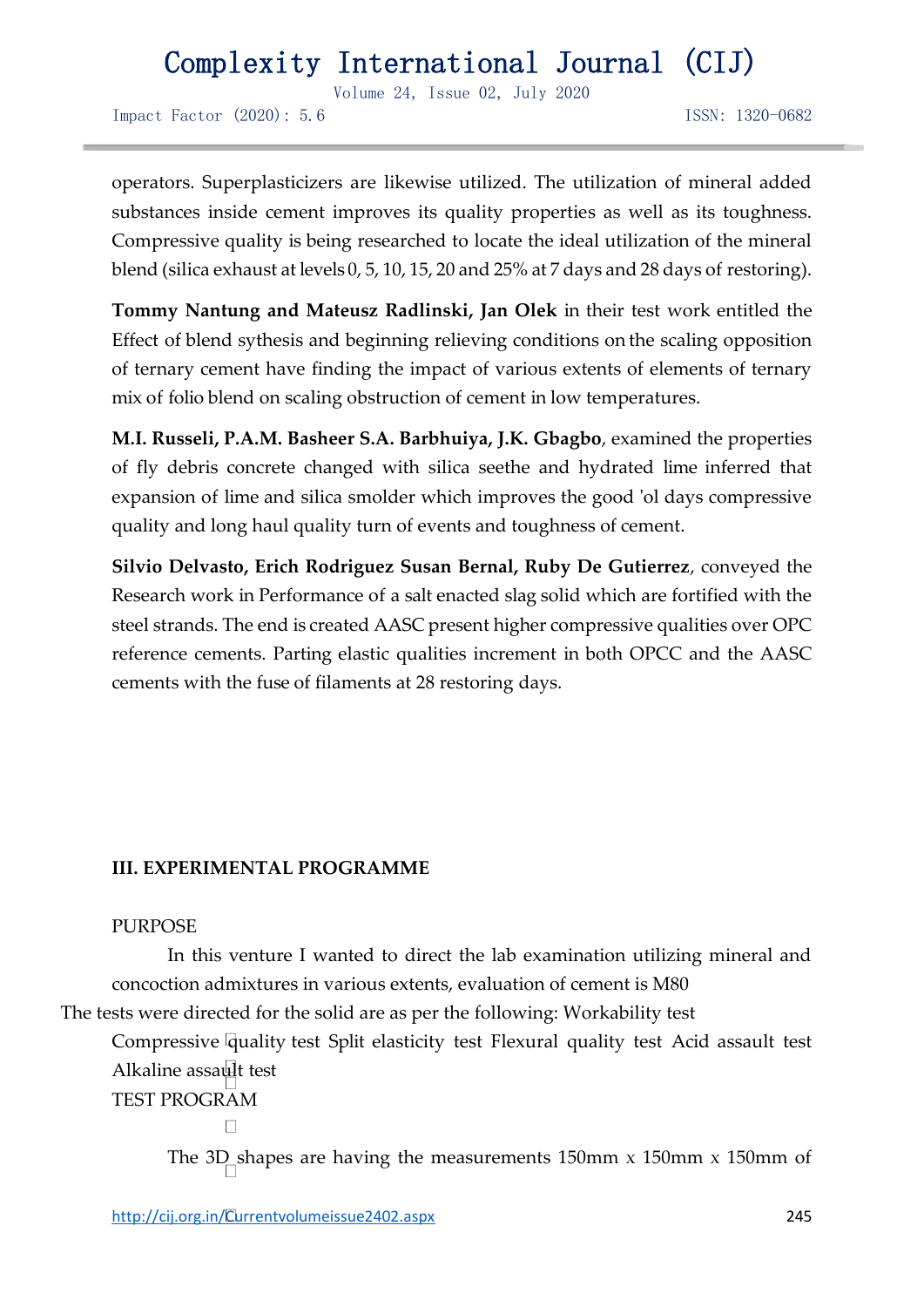operators. Superplasticizers are likewise utilized. The utilization of mineral added substances inside cement improves its quality properties as well as its toughness. Compressive quality is being researched to locate the ideal utilization of the mineral blend (silica exhaust at levels 0, 5, 10, 15, 20 and 25% at 7 days and 28 days of restoring).

**Tommy Nantung and Mateusz Radlinski, Jan Olek** in their test work entitled the Effect of blend sythesis and beginning relieving conditions on the scaling opposition of ternary cement have finding the impact of various extents of elements of ternary mix of folio blend on scaling obstruction of cement in low temperatures.

**M.I. Russeli, P.A.M. Basheer S.A. Barbhuiya, J.K. Gbagbo**, examined the properties of fly debris concrete changed with silica seethe and hydrated lime inferred that expansion of lime and silica smolder which improves the good 'ol days compressive quality and long haul quality turn of events and toughness of cement.

**Silvio Delvasto, Erich Rodriguez Susan Bernal, Ruby De Gutierrez**, conveyed the Research work in Performance of a salt enacted slag solid which are fortified with the steel strands. The end is created AASC present higher compressive qualities over OPC reference cements. Parting elastic qualities increment in both OPCC and the AASC cements with the fuse of filaments at 28 restoring days.

## III. EXPERIMENTAL PROGRAMME

PURPOSE

In this venture I wanted to direct the lab examination utilizing mineral and concoction admixtures in various extents, evaluation of cement is M80

The tests were directed for the solid are as per the following: Workability test

Compressive quality test Split elasticity test Flexural quality test Acid assault test Alkaline assault test

TEST PROGRAM

The 3D shapes are having the measurements 150mm x 150mm x 150mm of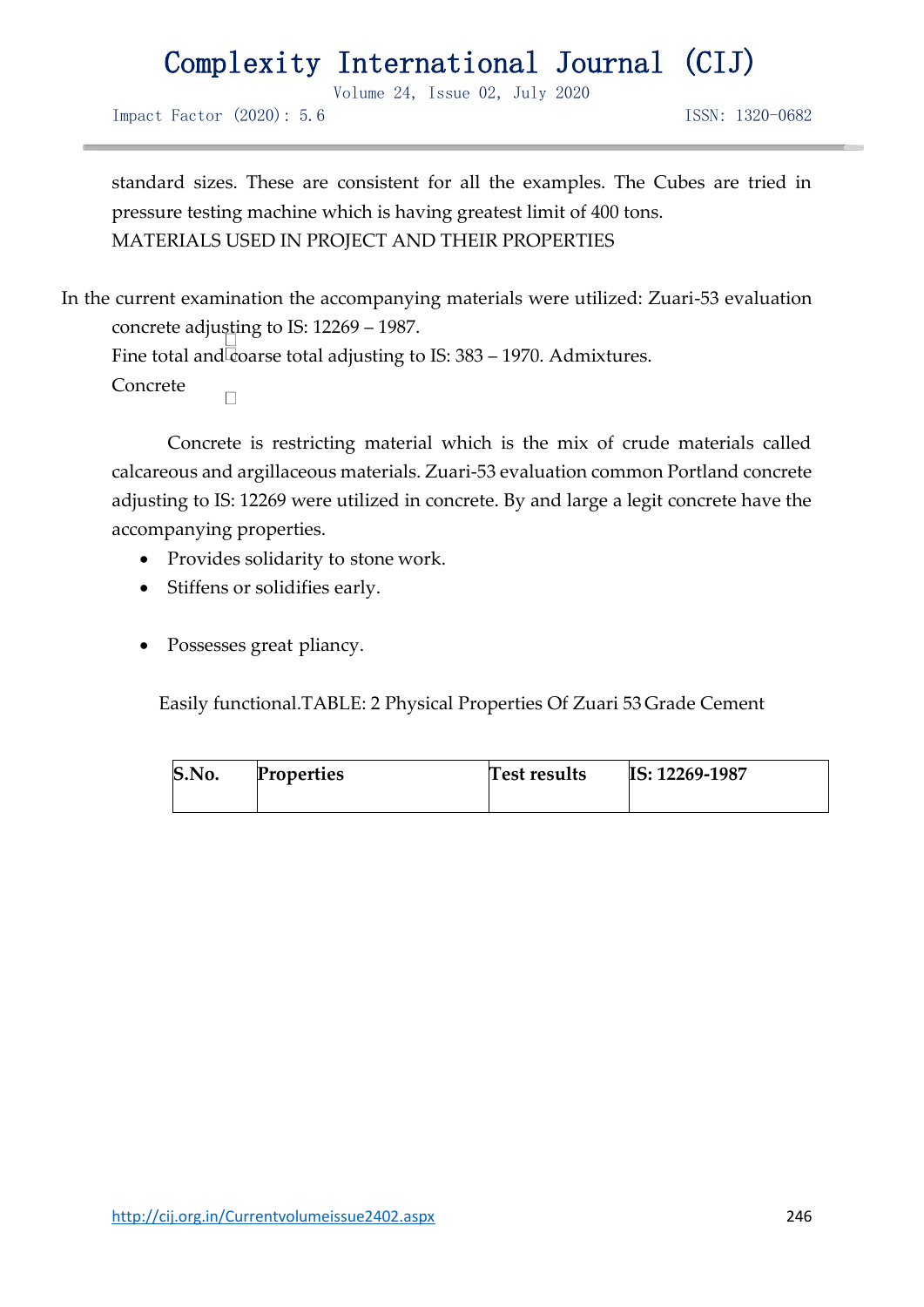standard sizes. These are consistent for all the examples. The Cubes are tried in pressure testing machine which is having greatest limit of 400 tons.

## MATERIALS USED IN PROJECT AND THEIR PROPERTIES

In the current examination the accompanying materials were utilized: Zuari-53 evaluation concrete adjusting to IS: 12269 – 1987.

Fine total and coarse total adjusting to IS: 383 – 1970. Admixtures.

### Concrete

Concrete is restricting material which is the mix of crude materials called calcareous and argillaceous materials. Zuari-53 evaluation common Portland concrete adjusting to IS: 12269 were utilized in concrete. By and large a legit concrete have the accompanying properties.

- Provides solidarity to stone work.
- Stiffens or solidifies early.
- Possesses great pliancy.

Easily functional.TABLE: 2 Physical Properties Of Zuari 53 Grade Cement

| S.No. | Properties | Test results | IS: 12269-1987 |
|---|---|---|---|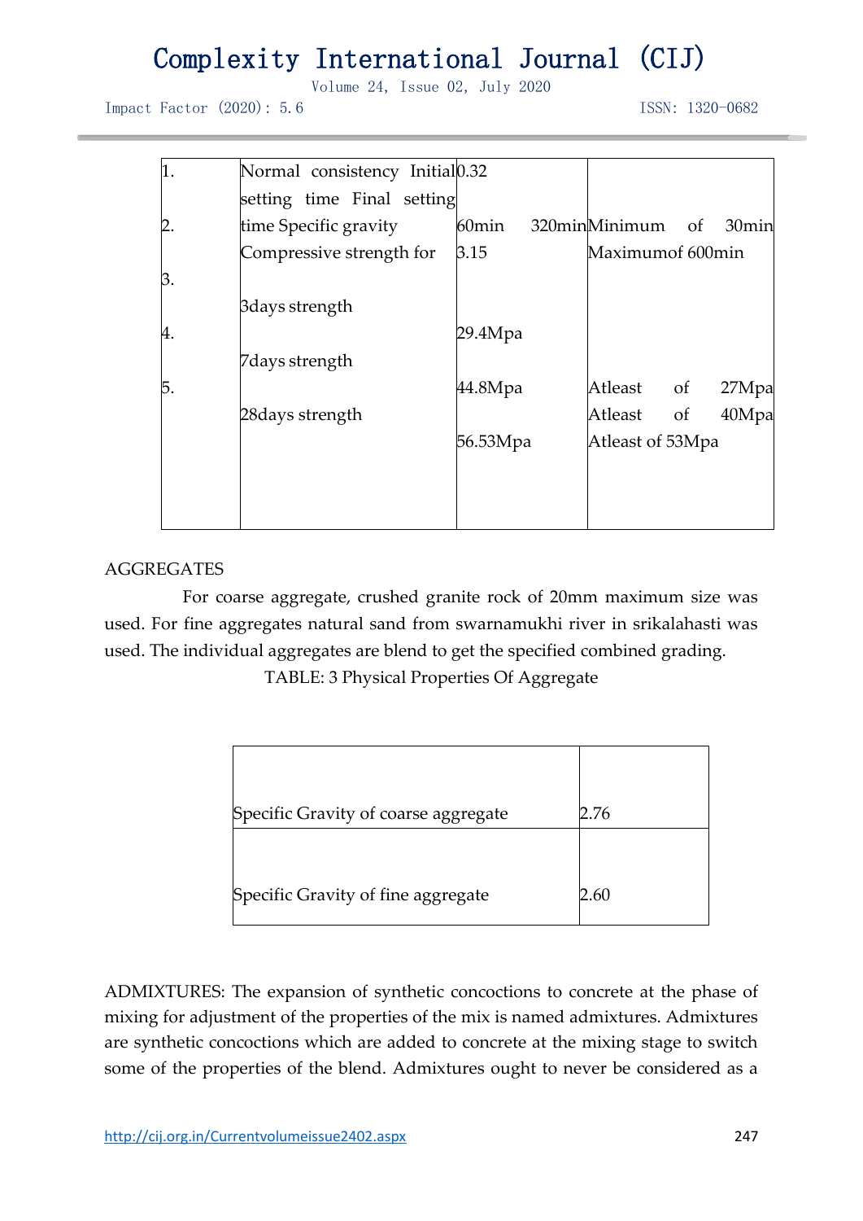| | | | |
|---|---|---|---|
| 1. | Normal consistency | 0.32 | |
| 2. | Initial setting time | 60min | Minimum of 30min |
| | Final setting time | 320min | Maximumof 600min |
| 3. | Specific gravity | 3.15 | |
| 4. | Compressive strength for | | |
| | 3days strength | 29.4Mpa | Atleast of 27Mpa |
| | 7days strength | 44.8Mpa | Atleast of 40Mpa |
| 5. | 28days strength | 56.53Mpa | Atleast of 53Mpa |

AGGREGATES

For coarse aggregate, crushed granite rock of 20mm maximum size was used. For fine aggregates natural sand from swarnamukhi river in srikalahasti was used. The individual aggregates are blend to get the specified combined grading.

TABLE: 3 Physical Properties Of Aggregate

| | |
|---|---|
| Specific Gravity of coarse aggregate | 2.76 |
| Specific Gravity of fine aggregate | 2.60 |

ADMIXTURES: The expansion of synthetic concoctions to concrete at the phase of mixing for adjustment of the properties of the mix is named admixtures. Admixtures are synthetic concoctions which are added to concrete at the mixing stage to switch some of the properties of the blend. Admixtures ought to never be considered as a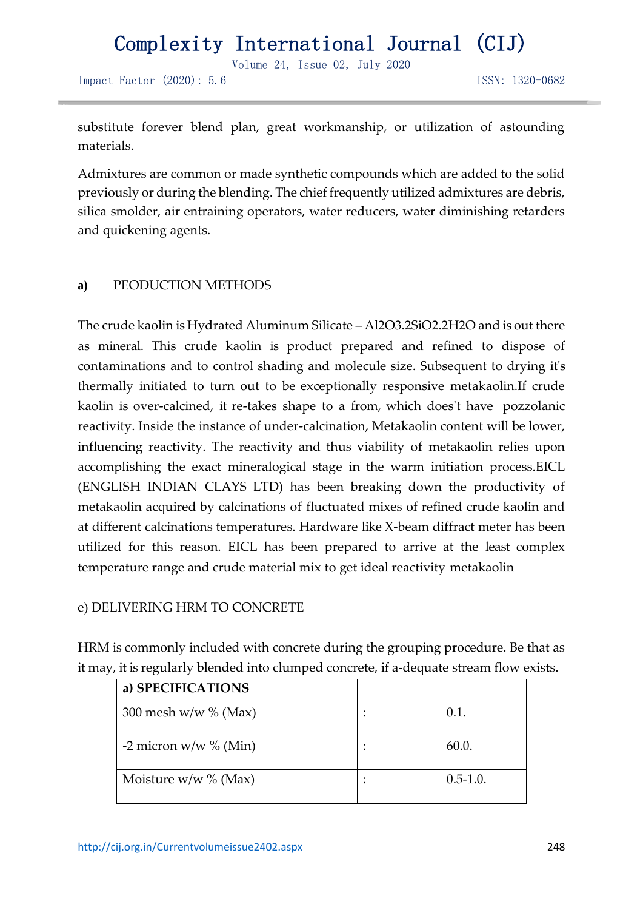substitute forever blend plan, great workmanship, or utilization of astounding materials.

Admixtures are common or made synthetic compounds which are added to the solid previously or during the blending. The chief frequently utilized admixtures are debris, silica smolder, air entraining operators, water reducers, water diminishing retarders and quickening agents.

### a) PEODUCTION METHODS

The crude kaolin is Hydrated Aluminum Silicate – $Al_2O_3.2SiO_2.2H_2O$ and is out there as mineral. This crude kaolin is product prepared and refined to dispose of contaminations and to control shading and molecule size. Subsequent to drying it's thermally initiated to turn out to be exceptionally responsive metakaolin.If crude kaolin is over-calcined, it re-takes shape to a from, which does't have pozzolanic reactivity. Inside the instance of under-calcination, Metakaolin content will be lower, influencing reactivity. The reactivity and thus viability of metakaolin relies upon accomplishing the exact mineralogical stage in the warm initiation process.EICL (ENGLISH INDIAN CLAYS LTD) has been breaking down the productivity of metakaolin acquired by calcinations of fluctuated mixes of refined crude kaolin and at different calcinations temperatures. Hardware like X-beam diffract meter has been utilized for this reason. EICL has been prepared to arrive at the least complex temperature range and crude material mix to get ideal reactivity metakaolin

### e) DELIVERING HRM TO CONCRETE

HRM is commonly included with concrete during the grouping procedure. Be that as it may, it is regularly blended into clumped concrete, if a-dequate stream flow exists.

| **a) SPECIFICATIONS** | | |
|---|---|---|
| 300 mesh w/w % (Max) | : | 0.1. |
| -2 micron w/w % (Min) | : | 60.0. |
| Moisture w/w % (Max) | : | 0.5-1.0. |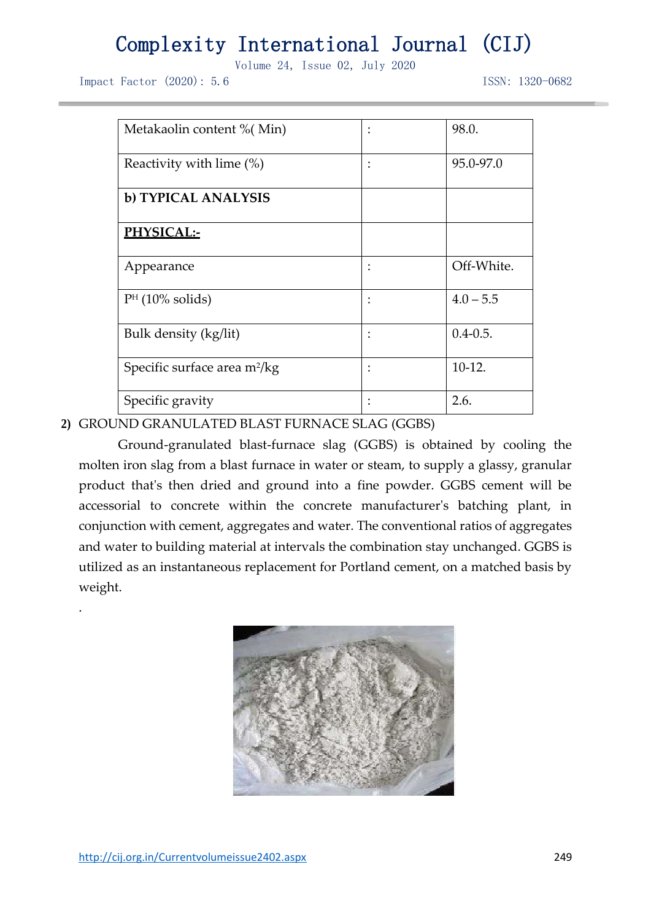| | | |
|---|---|---|
| Metakaolin content %( Min) | : | 98.0. |
| Reactivity with lime (%) | : | 95.0-97.0 |
| **b) TYPICAL ANALYSIS** | | |
| **PHYSICAL:-** | | |
| Appearance | : | Off-White. |
| $P^H$ (10% solids) | : | 4.0 – 5.5 |
| Bulk density (kg/lit) | : | 0.4-0.5. |
| Specific surface area $m^2/kg$ | : | 10-12. |
| Specific gravity | : | 2.6. |

**2)** GROUND GRANULATED BLAST FURNACE SLAG (GGBS)

Ground-granulated blast-furnace slag (GGBS) is obtained by cooling the molten iron slag from a blast furnace in water or steam, to supply a glassy, granular product that's then dried and ground into a fine powder. GGBS cement will be accessorial to concrete within the concrete manufacturer's batching plant, in conjunction with cement, aggregates and water. The conventional ratios of aggregates and water to building material at intervals the combination stay unchanged. GGBS is utilized as an instantaneous replacement for Portland cement, on a matched basis by weight.

.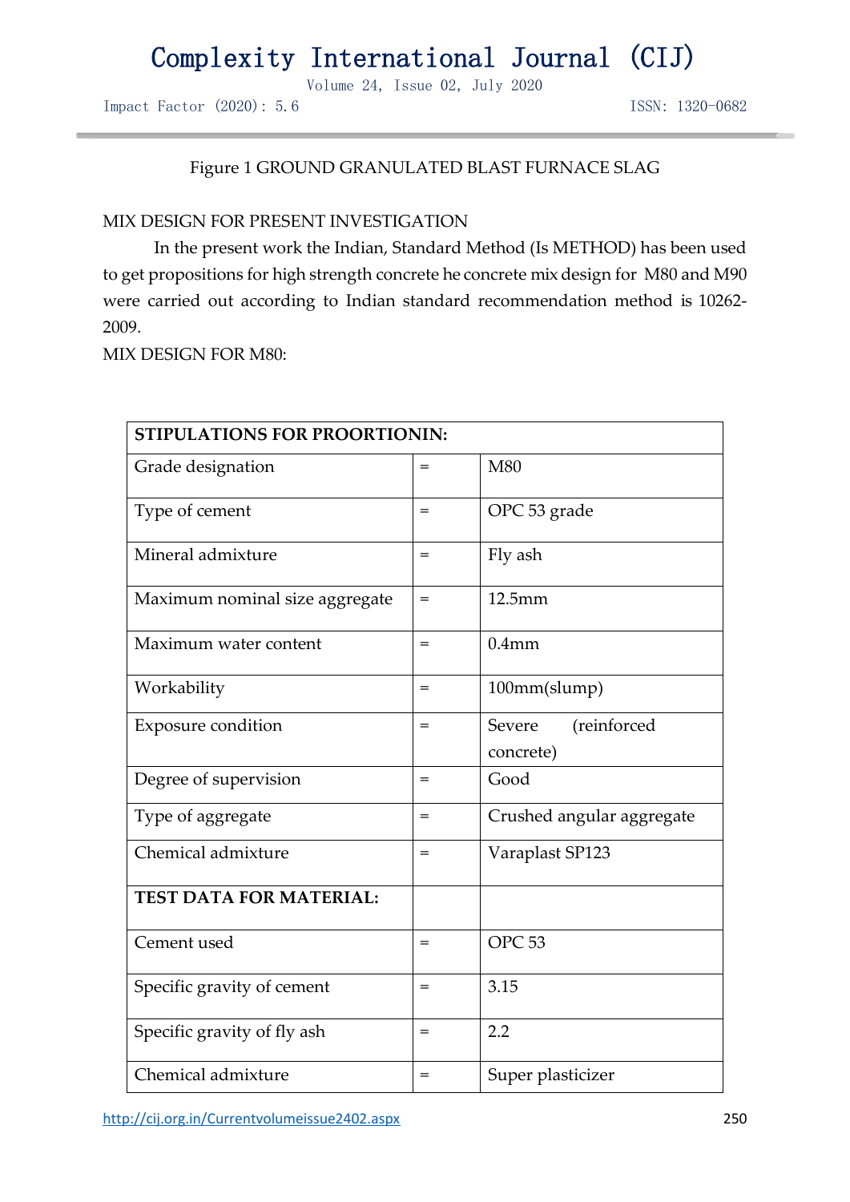Figure 1 GROUND GRANULATED BLAST FURNACE SLAG

MIX DESIGN FOR PRESENT INVESTIGATION

In the present work the Indian, Standard Method (Is METHOD) has been used to get propositions for high strength concrete he concrete mix design for M80 and M90 were carried out according to Indian standard recommendation method is 10262-2009.

MIX DESIGN FOR M80:

| **STIPULATIONS FOR PROORTIONIN:** | | |
|---|---|---|
| Grade designation | = | M80 |
| Type of cement | = | OPC 53 grade |
| Mineral admixture | = | Fly ash |
| Maximum nominal size aggregate | = | 12.5mm |
| Maximum water content | = | 0.4mm |
| Workability | = | 100mm(slump) |
| Exposure condition | = | Severe (reinforced concrete) |
| Degree of supervision | = | Good |
| Type of aggregate | = | Crushed angular aggregate |
| Chemical admixture | = | Varaplast SP123 |
| **TEST DATA FOR MATERIAL:** | | |
| Cement used | = | OPC 53 |
| Specific gravity of cement | = | 3.15 |
| Specific gravity of fly ash | = | 2.2 |
| Chemical admixture | = | Super plasticizer |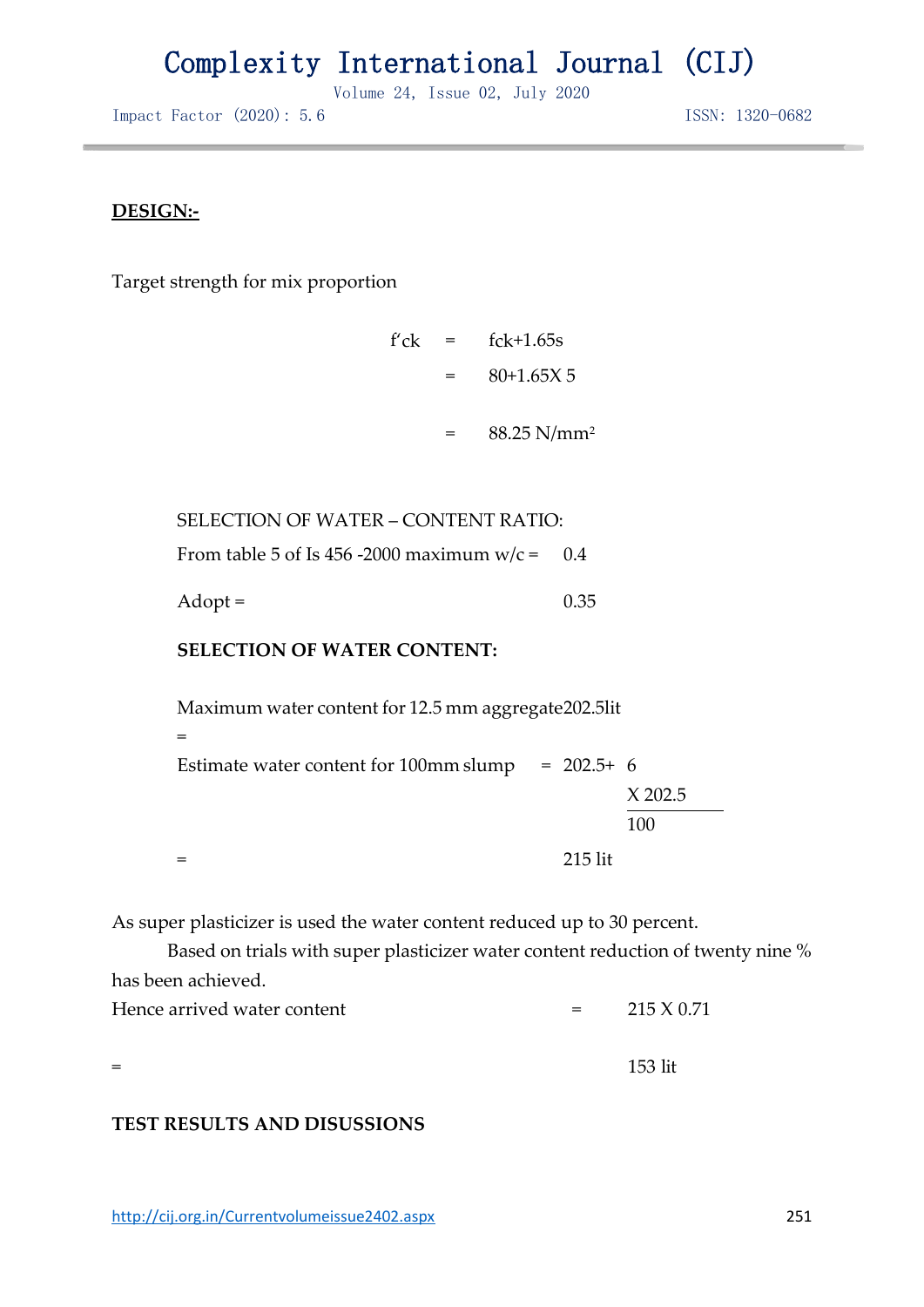**DESIGN:-**

Target strength for mix proportion

$$f'ck = fck + 1.65s$$

$$= 80 + 1.65 \times 5$$

$$= 88.25 \text{ N/mm}^2$$

SELECTION OF WATER – CONTENT RATIO:

From table 5 of Is 456 -2000 maximum w/c = 0.4

Adopt = 0.35

**SELECTION OF WATER CONTENT:**

Maximum water content for 12.5 mm aggregate = 202.5lit

Estimate water content for 100mm slump $= 202.5 + \frac{6 \times 202.5}{100}$

$= 215$ lit

As super plasticizer is used the water content reduced up to 30 percent.

Based on trials with super plasticizer water content reduction of twenty nine % has been achieved.

Hence arrived water content $= 215 \times 0.71$

$= 153$ lit

**TEST RESULTS AND DISUSSIONS**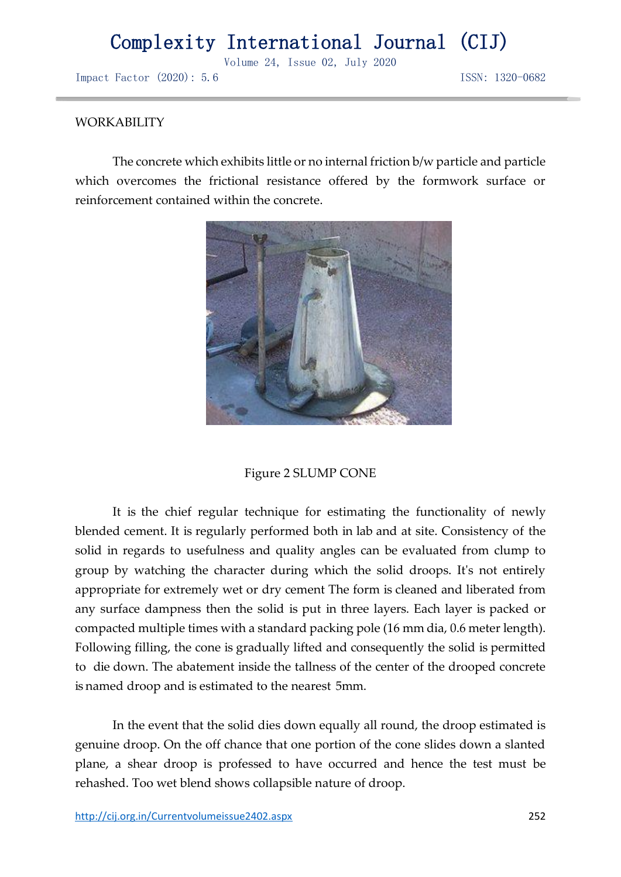WORKABILITY

The concrete which exhibits little or no internal friction b/w particle and particle which overcomes the frictional resistance offered by the formwork surface or reinforcement contained within the concrete.

Figure 2 SLUMP CONE

It is the chief regular technique for estimating the functionality of newly blended cement. It is regularly performed both in lab and at site. Consistency of the solid in regards to usefulness and quality angles can be evaluated from clump to group by watching the character during which the solid droops. It's not entirely appropriate for extremely wet or dry cement The form is cleaned and liberated from any surface dampness then the solid is put in three layers. Each layer is packed or compacted multiple times with a standard packing pole (16 mm dia, 0.6 meter length). Following filling, the cone is gradually lifted and consequently the solid is permitted to die down. The abatement inside the tallness of the center of the drooped concrete is named droop and is estimated to the nearest 5mm.

In the event that the solid dies down equally all round, the droop estimated is genuine droop. On the off chance that one portion of the cone slides down a slanted plane, a shear droop is professed to have occurred and hence the test must be rehashed. Too wet blend shows collapsible nature of droop.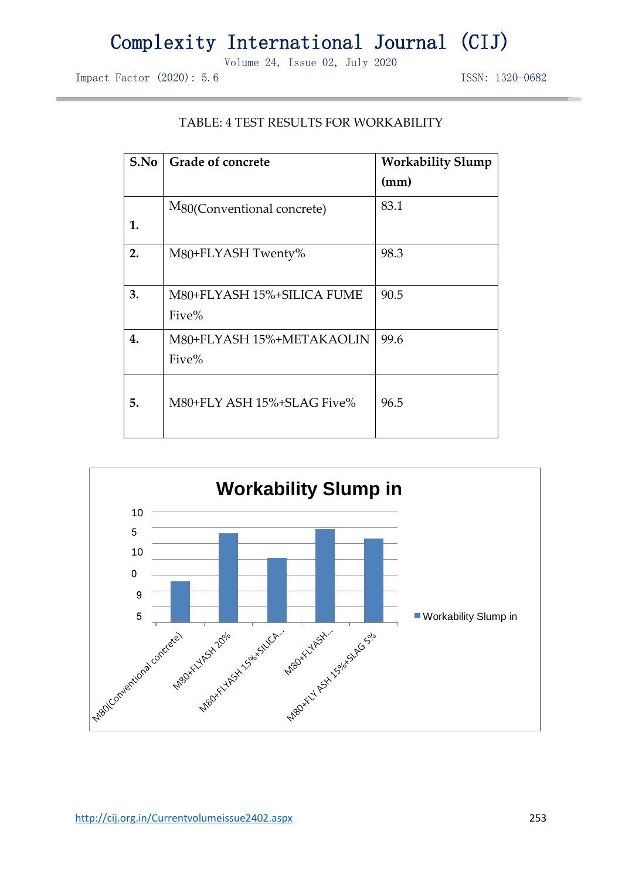TABLE: 4 TEST RESULTS FOR WORKABILITY

| S.No | Grade of concrete | Workability Slump (mm) |
|---|---|---|
| 1. | M80(Conventional concrete) | 83.1 |
| 2. | M80+FLYASH Twenty% | 98.3 |
| 3. | M80+FLYASH 15%+SILICA FUME Five% | 90.5 |
| 4. | M80+FLYASH 15%+METAKAOLIN Five% | 99.6 |
| 5. | M80+FLY ASH 15%+SLAG Five% | 96.5 |

Workability Slump in

10
5
10
0
9
5

M80(Conventional concrete)
M80+FLYASH 20%
M80+FLYASH 15%+SILICA...
M80+FLYASH...
M80+FLY ASH 15%+SLAG 5%

Workability Slump in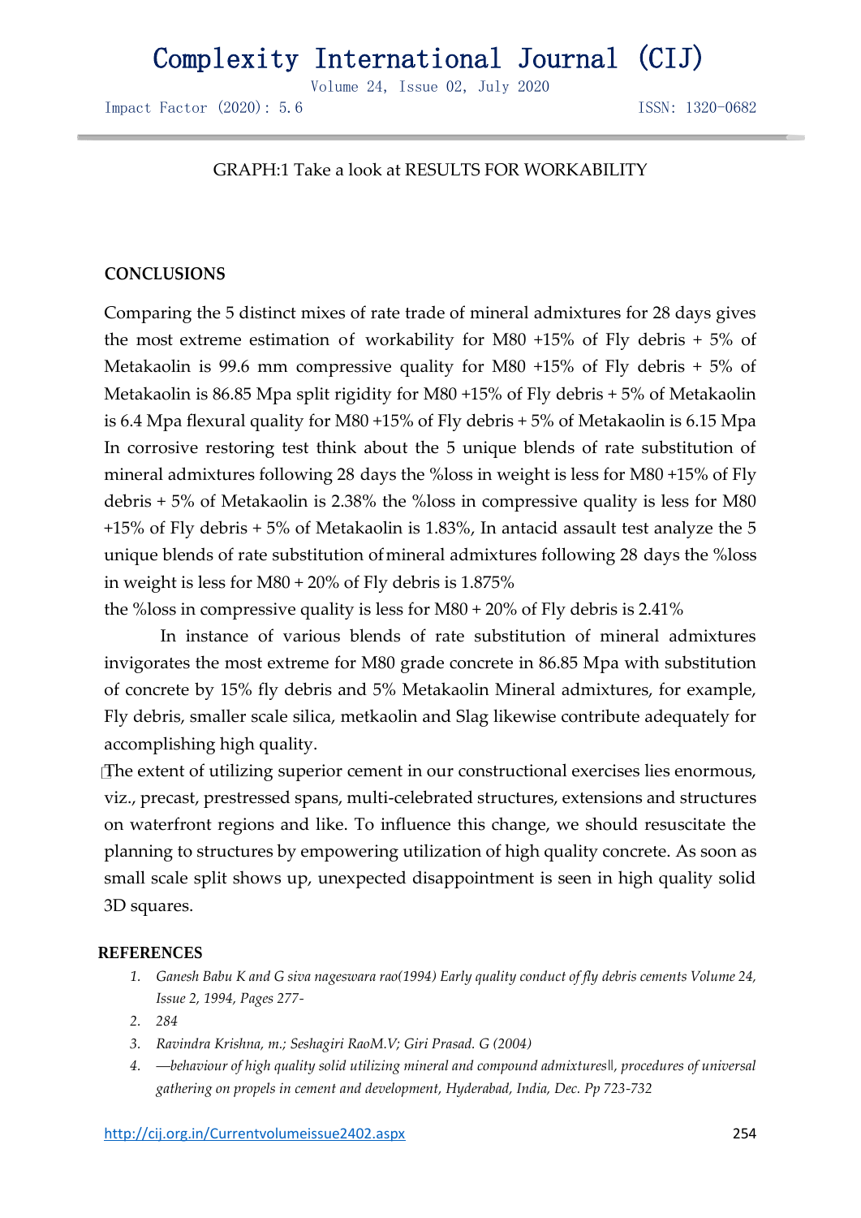GRAPH:1 Take a look at RESULTS FOR WORKABILITY

## CONCLUSIONS

Comparing the 5 distinct mixes of rate trade of mineral admixtures for 28 days gives the most extreme estimation of workability for M80 +15% of Fly debris + 5% of Metakaolin is 99.6 mm compressive quality for M80 +15% of Fly debris + 5% of Metakaolin is 86.85 Mpa split rigidity for M80 +15% of Fly debris + 5% of Metakaolin is 6.4 Mpa flexural quality for M80 +15% of Fly debris + 5% of Metakaolin is 6.15 Mpa In corrosive restoring test think about the 5 unique blends of rate substitution of mineral admixtures following 28 days the %loss in weight is less for M80 +15% of Fly debris + 5% of Metakaolin is 2.38% the %loss in compressive quality is less for M80 +15% of Fly debris + 5% of Metakaolin is 1.83%, In antacid assault test analyze the 5 unique blends of rate substitution of mineral admixtures following 28 days the %loss in weight is less for M80 + 20% of Fly debris is 1.875%
the %loss in compressive quality is less for M80 + 20% of Fly debris is 2.41%

In instance of various blends of rate substitution of mineral admixtures invigorates the most extreme for M80 grade concrete in 86.85 Mpa with substitution of concrete by 15% fly debris and 5% Metakaolin Mineral admixtures, for example, Fly debris, smaller scale silica, metkaolin and Slag likewise contribute adequately for accomplishing high quality.

The extent of utilizing superior cement in our constructional exercises lies enormous, viz., precast, prestressed spans, multi-celebrated structures, extensions and structures on waterfront regions and like. To influence this change, we should resuscitate the planning to structures by empowering utilization of high quality concrete. As soon as small scale split shows up, unexpected disappointment is seen in high quality solid 3D squares.

## REFERENCES

1. *Ganesh Babu K and G siva nageswara rao(1994) Early quality conduct of fly debris cements Volume 24, Issue 2, 1994, Pages 277-*
2. *284*
3. *Ravindra Krishna, m.; Seshagiri RaoM.V; Giri Prasad. G (2004)*
4. *—behaviour of high quality solid utilizing mineral and compound admixtures‖, procedures of universal gathering on propels in cement and development, Hyderabad, India, Dec. Pp 723-732*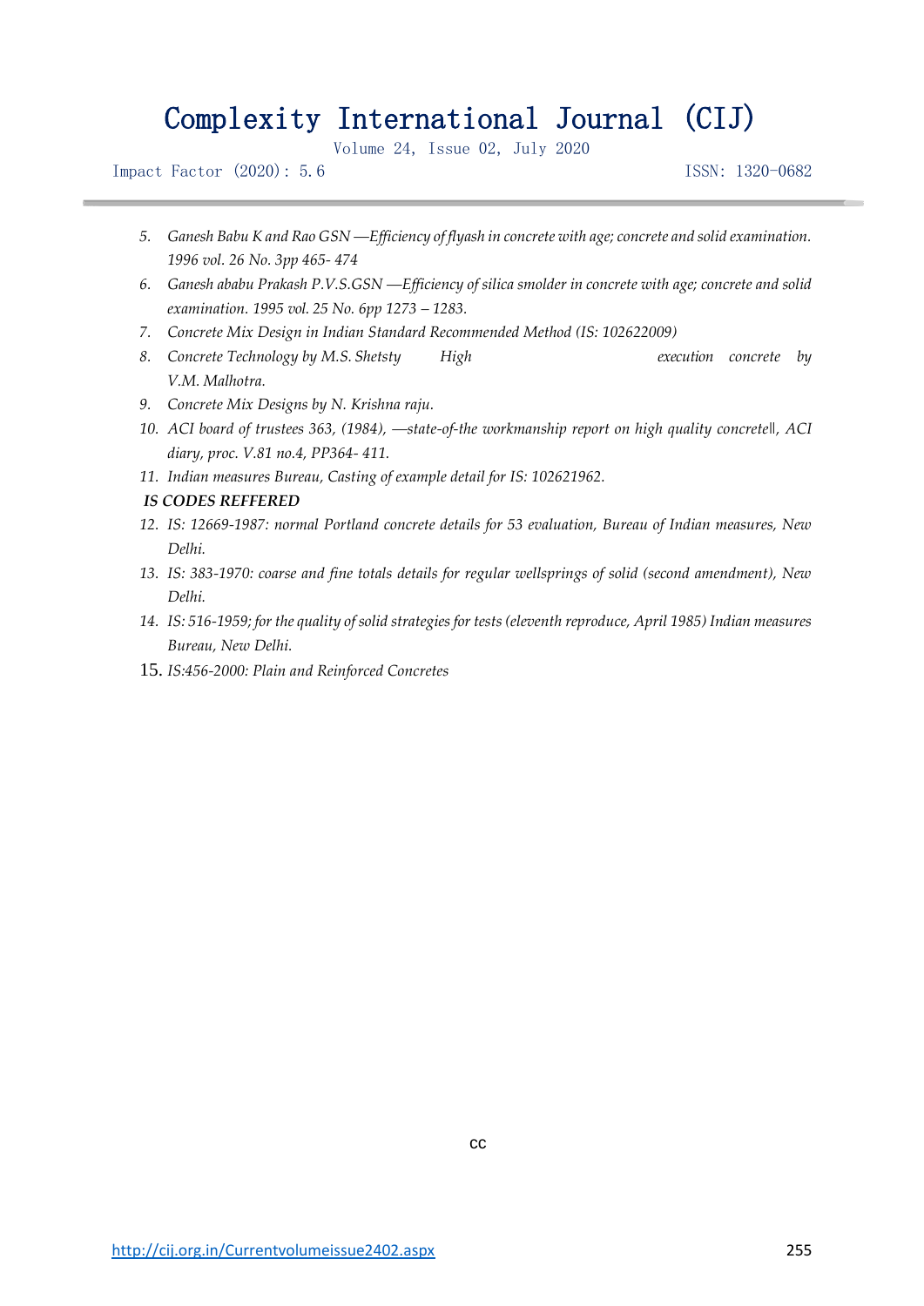5. *Ganesh Babu K and Rao GSN —Efficiency of flyash in concrete with age; concrete and solid examination. 1996 vol. 26 No. 3pp 465- 474*
6. *Ganesh ababu Prakash P.V.S.GSN —Efficiency of silica smolder in concrete with age; concrete and solid examination. 1995 vol. 25 No. 6pp 1273 – 1283.*
7. *Concrete Mix Design in Indian Standard Recommended Method (IS: 102622009)*
8. *Concrete Technology by M.S. Shetsty High execution concrete by V.M. Malhotra.*
9. *Concrete Mix Designs by N. Krishna raju.*
10. *ACI board of trustees 363, (1984), —state-of-the workmanship report on high quality concrete‖, ACI diary, proc. V.81 no.4, PP364- 411.*
11. *Indian measures Bureau, Casting of example detail for IS: 102621962.*

***IS CODES REFFERED***

12. *IS: 12669-1987: normal Portland concrete details for 53 evaluation, Bureau of Indian measures, New Delhi.*
13. *IS: 383-1970: coarse and fine totals details for regular wellsprings of solid (second amendment), New Delhi.*
14. *IS: 516-1959; for the quality of solid strategies for tests (eleventh reproduce, April 1985) Indian measures Bureau, New Delhi.*
15. *IS:456-2000: Plain and Reinforced Concretes*

cc